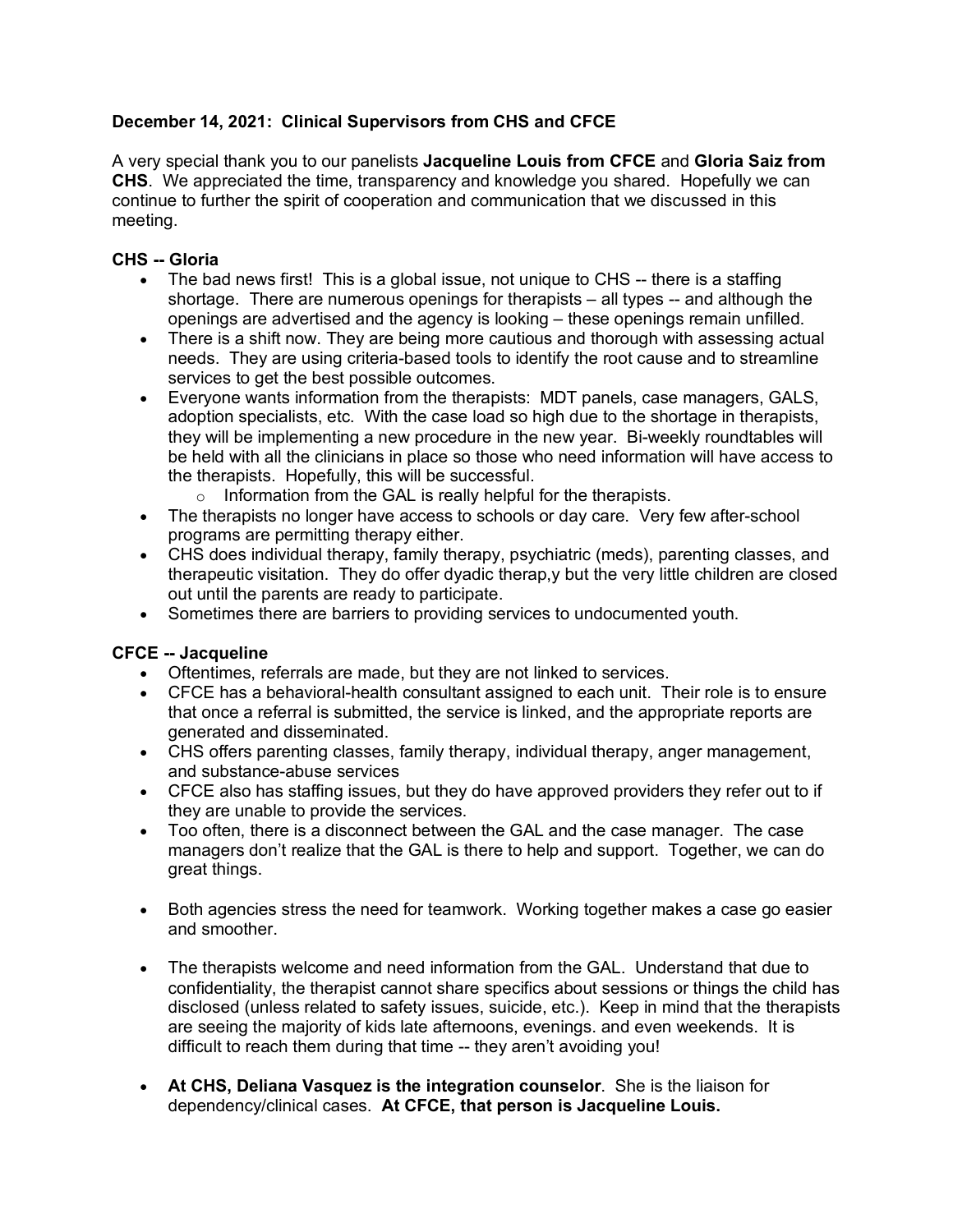**December 14, 2021: Clinical Supervisors from CHS and CFCE**

A very special thank you to our panelists **Jacqueline Louis from CFCE** and **Gloria Saiz from CHS**. We appreciated the time, transparency and knowledge you shared. Hopefully we can continue to further the spirit of cooperation and communication that we discussed in this meeting.

**CHS -- Gloria**

- The bad news first! This is a global issue, not unique to CHS -- there is a staffing shortage. There are numerous openings for therapists – all types -- and although the openings are advertised and the agency is looking – these openings remain unfilled.
- There is a shift now. They are being more cautious and thorough with assessing actual needs. They are using criteria-based tools to identify the root cause and to streamline services to get the best possible outcomes.
- Everyone wants information from the therapists: MDT panels, case managers, GALS, adoption specialists, etc. With the case load so high due to the shortage in therapists, they will be implementing a new procedure in the new year. Bi-weekly roundtables will be held with all the clinicians in place so those who need information will have access to the therapists. Hopefully, this will be successful.
    - Information from the GAL is really helpful for the therapists.
- The therapists no longer have access to schools or day care. Very few after-school programs are permitting therapy either.
- CHS does individual therapy, family therapy, psychiatric (meds), parenting classes, and therapeutic visitation. They do offer dyadic therap,y but the very little children are closed out until the parents are ready to participate.
- Sometimes there are barriers to providing services to undocumented youth.

**CFCE -- Jacqueline**

- Oftentimes, referrals are made, but they are not linked to services.
- CFCE has a behavioral-health consultant assigned to each unit. Their role is to ensure that once a referral is submitted, the service is linked, and the appropriate reports are generated and disseminated.
- CHS offers parenting classes, family therapy, individual therapy, anger management, and substance-abuse services
- CFCE also has staffing issues, but they do have approved providers they refer out to if they are unable to provide the services.
- Too often, there is a disconnect between the GAL and the case manager. The case managers don't realize that the GAL is there to help and support. Together, we can do great things.

- Both agencies stress the need for teamwork. Working together makes a case go easier and smoother.

- The therapists welcome and need information from the GAL. Understand that due to confidentiality, the therapist cannot share specifics about sessions or things the child has disclosed (unless related to safety issues, suicide, etc.). Keep in mind that the therapists are seeing the majority of kids late afternoons, evenings. and even weekends. It is difficult to reach them during that time -- they aren't avoiding you!

- **At CHS, Deliana Vasquez is the integration counselor**. She is the liaison for dependency/clinical cases. **At CFCE, that person is Jacqueline Louis.**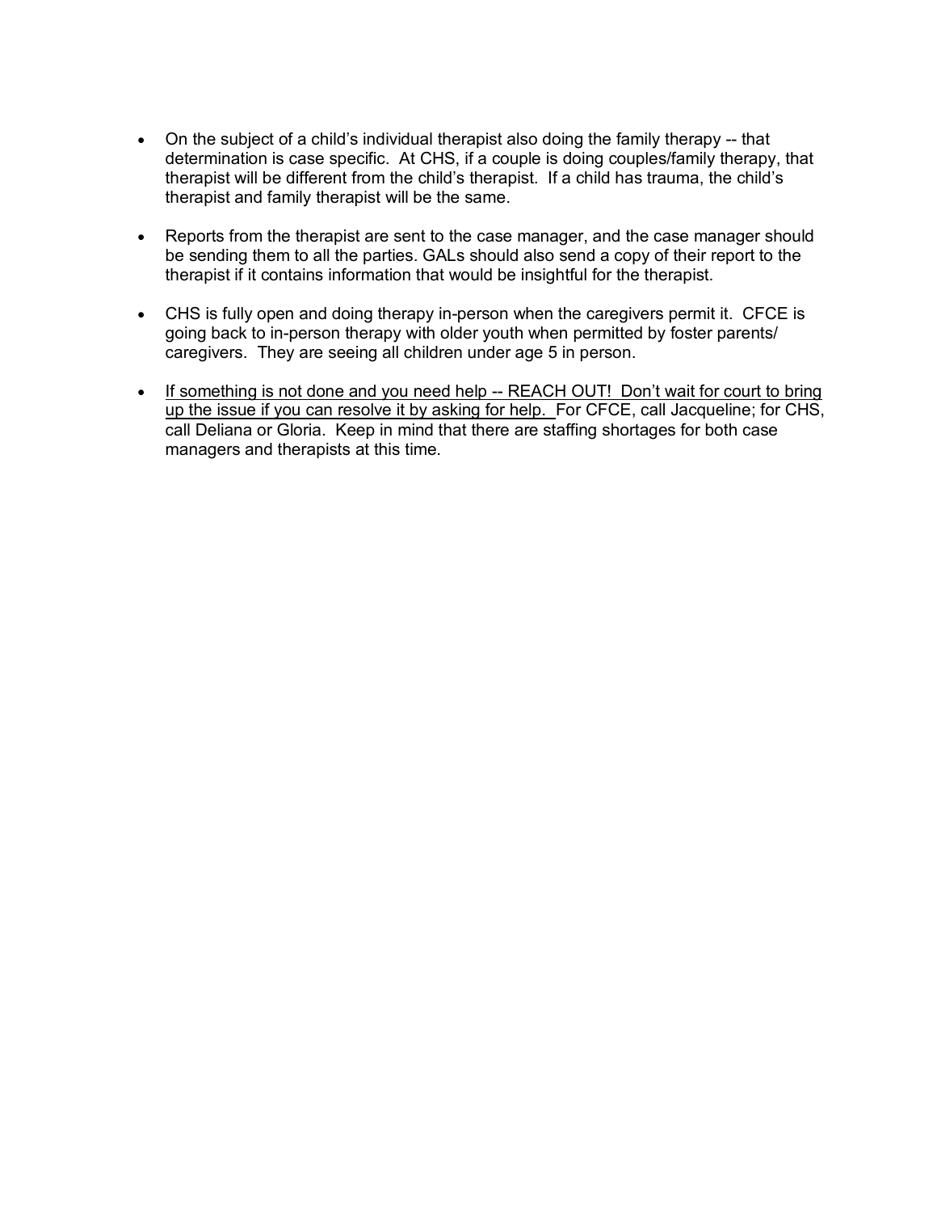- On the subject of a child's individual therapist also doing the family therapy -- that determination is case specific. At CHS, if a couple is doing couples/family therapy, that therapist will be different from the child's therapist. If a child has trauma, the child's therapist and family therapist will be the same.

- Reports from the therapist are sent to the case manager, and the case manager should be sending them to all the parties. GALs should also send a copy of their report to the therapist if it contains information that would be insightful for the therapist.

- CHS is fully open and doing therapy in-person when the caregivers permit it. CFCE is going back to in-person therapy with older youth when permitted by foster parents/ caregivers. They are seeing all children under age 5 in person.

- <u>If something is not done and you need help -- REACH OUT! Don't wait for court to bring up the issue if you can resolve it by asking for help.</u> For CFCE, call Jacqueline; for CHS, call Deliana or Gloria. Keep in mind that there are staffing shortages for both case managers and therapists at this time.